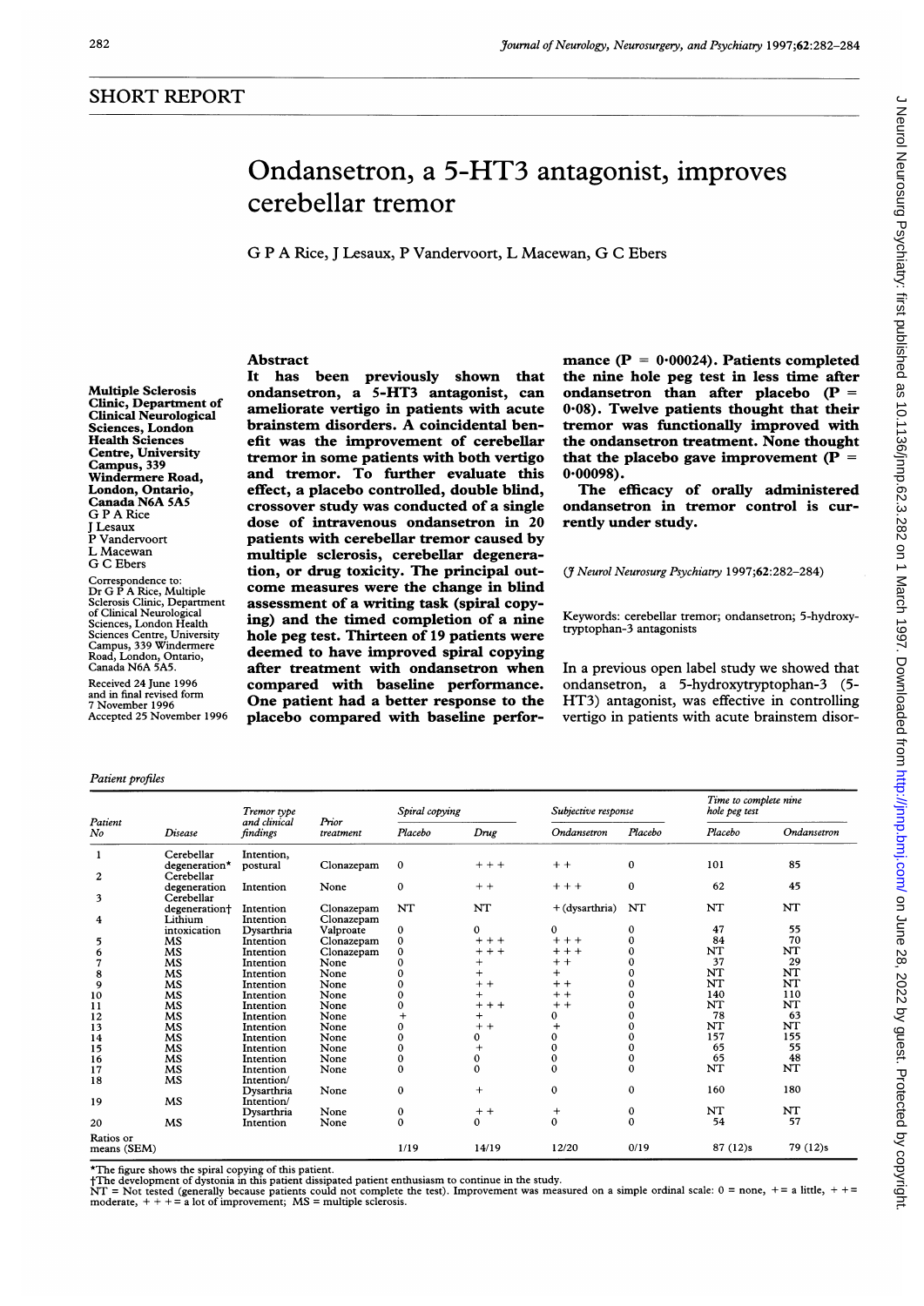## SHORT REPORT

# Ondansetron, a 5-HT3 antagonist, improves cerebellar tremor

G P A Rice, J Lesaux, P Vandervoort, L Macewan, G C Ebers

Multiple Sclerosis Clinic, Department of Clinical Neurological Sciences, London Health Sciences Centre, University Campus, 339 Windermere Road, London, Ontario, Canada N6A 5A5
G P A Rice
J Lesaux
P Vandervoort
L Macewan
G C Ebers

Correspondence to: Dr G P A Rice, Multiple Sclerosis Clinic, Department of Clinical Neurological Sciences, London Health Sciences Centre, University Campus, 339 Windermere Road, London, Ontario, Canada N6A 5A5.

Received 24 June 1996 and in final revised form 7 November 1996
Accepted 25 November 1996

## Abstract

**It has been previously shown that ondansetron, a 5-HT3 antagonist, can ameliorate vertigo in patients with acute brainstem disorders. A coincidental benefit was the improvement of cerebellar tremor in some patients with both vertigo and tremor. To further evaluate this effect, a placebo controlled, double blind, crossover study was conducted of a single dose of intravenous ondansetron in 20 patients with cerebellar tremor caused by multiple sclerosis, cerebellar degeneration, or drug toxicity. The principal outcome measures were the change in blind assessment of a writing task (spiral copying) and the timed completion of a nine hole peg test. Thirteen of 19 patients were deemed to have improved spiral copying after treatment with ondansetron when compared with baseline performance. One patient had a better response to the placebo compared with baseline performance (P = 0·00024). Patients completed the nine hole peg test in less time after ondansetron than after placebo (P = 0·08). Twelve patients thought that their tremor was functionally improved with the ondansetron treatment. None thought that the placebo gave improvement (P = 0·00098).**

**The efficacy of orally administered ondansetron in tremor control is currently under study.**

(*J Neurol Neurosurg Psychiatry* 1997;**62**:282–284)

Keywords: cerebellar tremor; ondansetron; 5-hydroxytryptophan-3 antagonists

In a previous open label study we showed that ondansetron, a 5-hydroxytryptophan-3 (5-HT3) antagonist, was effective in controlling vertigo in patients with acute brainstem disor-

*Patient profiles*

| Patient No | Disease | Tremor type and clinical findings | Prior treatment | Spiral copying | | Subjective response | | Time to complete nine hole peg test | |
|---|---|---|---|---|---|---|---|---|---|
| | | | | Placebo | Drug | Ondansetron | Placebo | Placebo | Ondansetron |
| 1 | Cerebellar degeneration* | Intention, postural | Clonazepam | 0 | + + + | + + | 0 | 101 | 85 |
| 2 | Cerebellar degeneration | Intention | None | 0 | + + | + + + | 0 | 62 | 45 |
| 3 | Cerebellar degeneration† | Intention | Clonazepam | NT | NT | + (dysarthria) | NT | NT | NT |
| 4 | Lithium intoxication | Intention Dysarthria | Clonazepam Valproate | 0 | 0 | 0 | 0 | 47 | 55 |
| 5 | MS | Intention | Clonazepam | 0 | + + + | + + + | 0 | 84 | 70 |
| 6 | MS | Intention | Clonazepam | 0 | + + + | + + + | 0 | NT | NT |
| 7 | MS | Intention | None | 0 | + | + + | 0 | 37 | 29 |
| 8 | MS | Intention | None | 0 | + | + | 0 | NT | NT |
| 9 | MS | Intention | None | 0 | + + | + + | 0 | NT | NT |
| 10 | MS | Intention | None | 0 | + | + + | 0 | 140 | 110 |
| 11 | MS | Intention | None | 0 | + + + | + + | 0 | NT | NT |
| 12 | MS | Intention | None | + | + | 0 | 0 | 78 | 63 |
| 13 | MS | Intention | None | 0 | + + | + | 0 | NT | NT |
| 14 | MS | Intention | None | 0 | 0 | 0 | 0 | 157 | 155 |
| 15 | MS | Intention | None | 0 | + | 0 | 0 | 65 | 55 |
| 16 | MS | Intention | None | 0 | 0 | 0 | 0 | 65 | 48 |
| 17 | MS | Intention | None | 0 | 0 | 0 | 0 | NT | NT |
| 18 | MS | Intention/ Dysarthria | None | 0 | + | 0 | 0 | 160 | 180 |
| 19 | MS | Intention/ Dysarthria | None | 0 | + + | + | 0 | NT | NT |
| 20 | MS | Intention | None | 0 | 0 | 0 | 0 | 54 | 57 |
| Ratios or means (SEM) | | | | 1/19 | 14/19 | 12/20 | 0/19 | 87 (12)s | 79 (12)s |

*The figure shows the spiral copying of this patient.
†The development of dystonia in this patient dissipated patient enthusiasm to continue in the study.
NT = Not tested (generally because patients could not complete the test). Improvement was measured on a simple ordinal scale: 0 = none, + = a little, + + = moderate, + + + = a lot of improvement; MS = multiple sclerosis.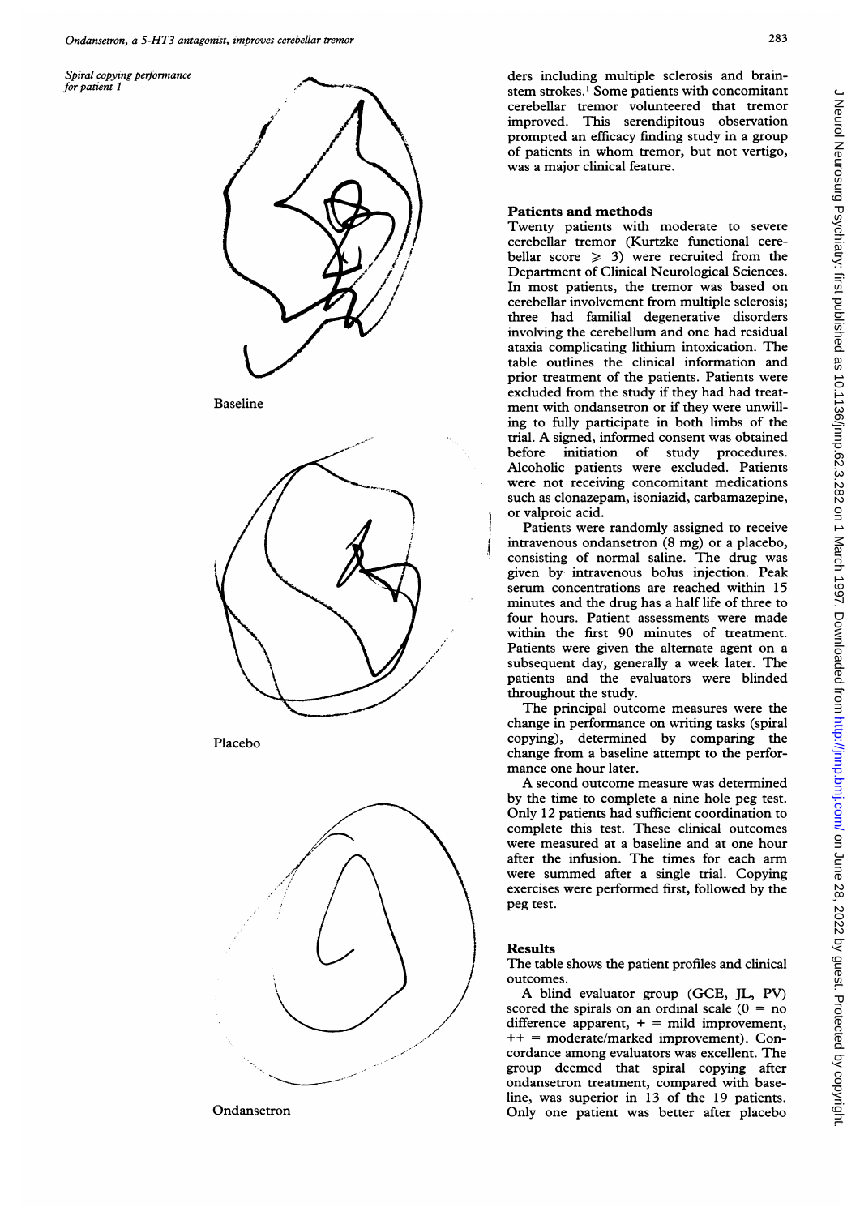*Spiral copying performance for patient 1*

Baseline

Placebo

Ondansetron

ders including multiple sclerosis and brainstem strokes.[1] Some patients with concomitant cerebellar tremor volunteered that tremor improved. This serendipitous observation prompted an efficacy finding study in a group of patients in whom tremor, but not vertigo, was a major clinical feature.

## Patients and methods

Twenty patients with moderate to severe cerebellar tremor (Kurtzke functional cerebellar score $\geqslant$ 3) were recruited from the Department of Clinical Neurological Sciences. In most patients, the tremor was based on cerebellar involvement from multiple sclerosis; three had familial degenerative disorders involving the cerebellum and one had residual ataxia complicating lithium intoxication. The table outlines the clinical information and prior treatment of the patients. Patients were excluded from the study if they had had treatment with ondansetron or if they were unwilling to fully participate in both limbs of the trial. A signed, informed consent was obtained before initiation of study procedures. Alcoholic patients were excluded. Patients were not receiving concomitant medications such as clonazepam, isoniazid, carbamazepine, or valproic acid.

Patients were randomly assigned to receive intravenous ondansetron (8 mg) or a placebo, consisting of normal saline. The drug was given by intravenous bolus injection. Peak serum concentrations are reached within 15 minutes and the drug has a half life of three to four hours. Patient assessments were made within the first 90 minutes of treatment. Patients were given the alternate agent on a subsequent day, generally a week later. The patients and the evaluators were blinded throughout the study.

The principal outcome measures were the change in performance on writing tasks (spiral copying), determined by comparing the change from a baseline attempt to the performance one hour later.

A second outcome measure was determined by the time to complete a nine hole peg test. Only 12 patients had sufficient coordination to complete this test. These clinical outcomes were measured at a baseline and at one hour after the infusion. The times for each arm were summed after a single trial. Copying exercises were performed first, followed by the peg test.

## Results

The table shows the patient profiles and clinical outcomes.

A blind evaluator group (GCE, JL, PV) scored the spirals on an ordinal scale (0 = no difference apparent, + = mild improvement, ++ = moderate/marked improvement). Concordance among evaluators was excellent. The group deemed that spiral copying after ondansetron treatment, compared with baseline, was superior in 13 of the 19 patients. Only one patient was better after placebo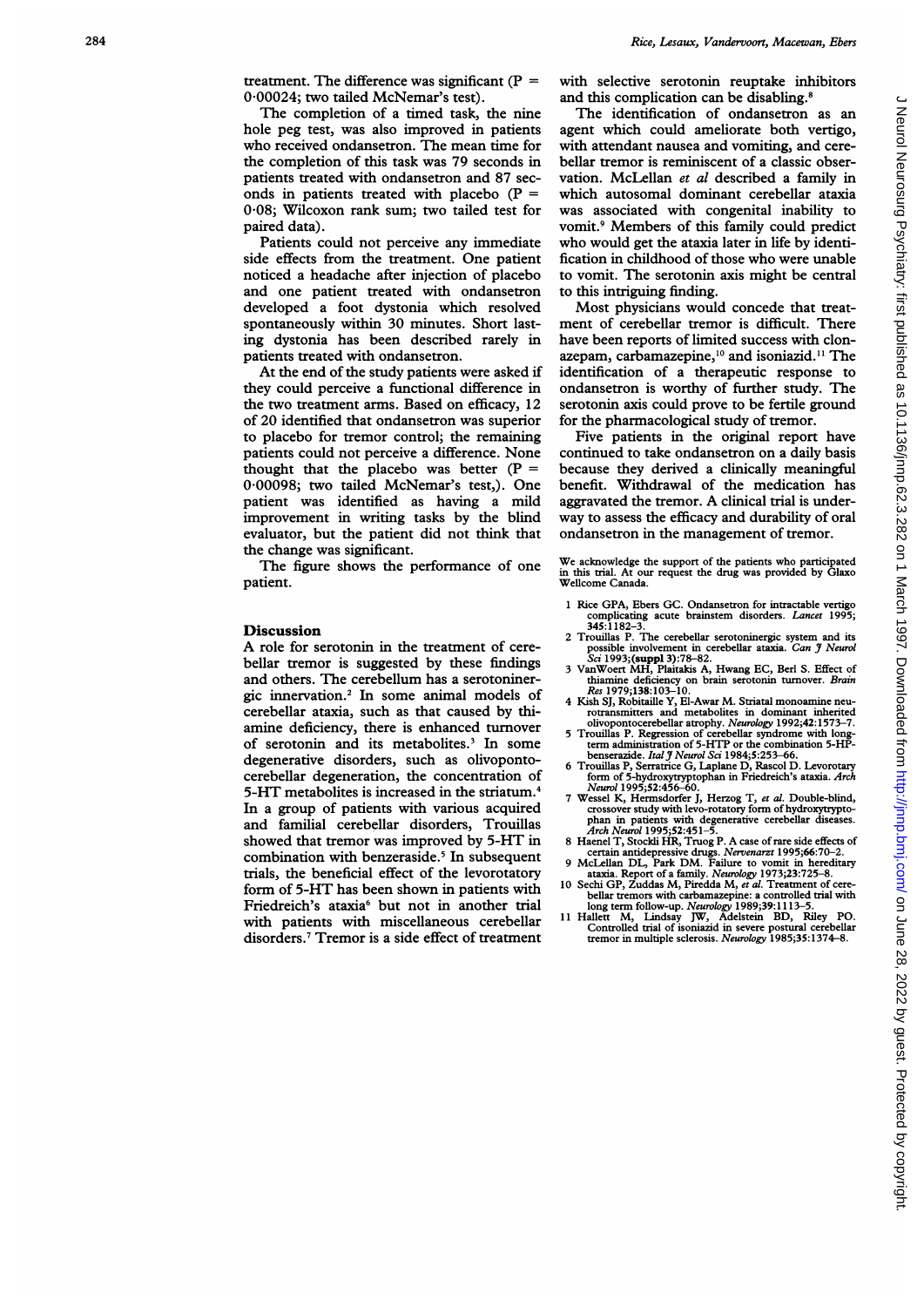treatment. The difference was significant ($P = 0.00024$; two tailed McNemar's test).

The completion of a timed task, the nine hole peg test, was also improved in patients who received ondansetron. The mean time for the completion of this task was 79 seconds in patients treated with ondansetron and 87 seconds in patients treated with placebo ($P = 0.08$; Wilcoxon rank sum; two tailed test for paired data).

Patients could not perceive any immediate side effects from the treatment. One patient noticed a headache after injection of placebo and one patient treated with ondansetron developed a foot dystonia which resolved spontaneously within 30 minutes. Short lasting dystonia has been described rarely in patients treated with ondansetron.

At the end of the study patients were asked if they could perceive a functional difference in the two treatment arms. Based on efficacy, 12 of 20 identified that ondansetron was superior to placebo for tremor control; the remaining patients could not perceive a difference. None thought that the placebo was better ($P = 0.00098$; two tailed McNemar's test,). One patient was identified as having a mild improvement in writing tasks by the blind evaluator, but the patient did not think that the change was significant.

The figure shows the performance of one patient.

## Discussion

A role for serotonin in the treatment of cerebellar tremor is suggested by these findings and others. The cerebellum has a serotoninergic innervation.[2] In some animal models of cerebellar ataxia, such as that caused by thiamine deficiency, there is enhanced turnover of serotonin and its metabolites.[3] In some degenerative disorders, such as olivopontocerebellar degeneration, the concentration of 5-HT metabolites is increased in the striatum.[4] In a group of patients with various acquired and familial cerebellar disorders, Trouillas showed that tremor was improved by 5-HT in combination with benzeraside.[5] In subsequent trials, the beneficial effect of the levorotatory form of 5-HT has been shown in patients with Friedreich's ataxia[6] but not in another trial with patients with miscellaneous cerebellar disorders.[7] Tremor is a side effect of treatment with selective serotonin reuptake inhibitors and this complication can be disabling.[8]

The identification of ondansetron as an agent which could ameliorate both vertigo, with attendant nausea and vomiting, and cerebellar tremor is reminiscent of a classic observation. McLellan *et al* described a family in which autosomal dominant cerebellar ataxia was associated with congenital inability to vomit.[9] Members of this family could predict who would get the ataxia later in life by identification in childhood of those who were unable to vomit. The serotonin axis might be central to this intriguing finding.

Most physicians would concede that treatment of cerebellar tremor is difficult. There have been reports of limited success with clonazepam, carbamazepine,[10] and isoniazid.[11] The identification of a therapeutic response to ondansetron is worthy of further study. The serotonin axis could prove to be fertile ground for the pharmacological study of tremor.

Five patients in the original report have continued to take ondansetron on a daily basis because they derived a clinically meaningful benefit. Withdrawal of the medication has aggravated the tremor. A clinical trial is underway to assess the efficacy and durability of oral ondansetron in the management of tremor.

We acknowledge the support of the patients who participated in this trial. At our request the drug was provided by Glaxo Wellcome Canada.

1. Rice GPA, Ebers GC. Ondansetron for intractable vertigo complicating acute brainstem disorders. *Lancet* 1995; **345**:1182–3.
2. Trouillas P. The cerebellar serotoninergic system and its possible involvement in cerebellar ataxia. *Can J Neurol Sci* 1993;**(suppl 3)**:78–82.
3. VanWoert MH, Plaitakis A, Hwang EC, Berl S. Effect of thiamine deficiency on brain serotonin turnover. *Brain Res* 1979;**138**:103–10.
4. Kish SJ, Robitaille Y, El-Awar M. Striatal monoamine neurotransmitters and metabolites in dominant inherited olivopontocerebellar atrophy. *Neurology* 1992;**42**:1573–7.
5. Trouillas P. Regression of cerebellar syndrome with long-term administration of 5-HTP or the combination 5-HP-benserazide. *Ital J Neurol Sci* 1984;**5**:253–66.
6. Trouillas P, Serratrice G, Laplane D, Rascol D. Levorotary form of 5-hydroxytryptophan in Friedreich's ataxia. *Arch Neurol* 1995;**52**:456–60.
7. Wessel K, Hermsdorfer J, Herzog T, *et al*. Double-blind, crossover study with levo-rotatory form of hydroxytryptophan in patients with degenerative cerebellar diseases. *Arch Neurol* 1995;**52**:451–5.
8. Haenel T, Stockli HR, Truog P. A case of rare side effects of certain antidepressive drugs. *Nervenarzt* 1995;**66**:70–2.
9. McLellan DL, Park DM. Failure to vomit in hereditary ataxia. Report of a family. *Neurology* 1973;**23**:725–8.
10. Sechi GP, Zuddas M, Piredda M, *et al*. Treatment of cerebellar tremors with carbamazepine: a controlled trial with long term follow-up. *Neurology* 1989;**39**:1113–5.
11. Hallett M, Lindsay JW, Adelstein BD, Riley PO. Controlled trial of isoniazid in severe postural cerebellar tremor in multiple sclerosis. *Neurology* 1985;**35**:1374–8.